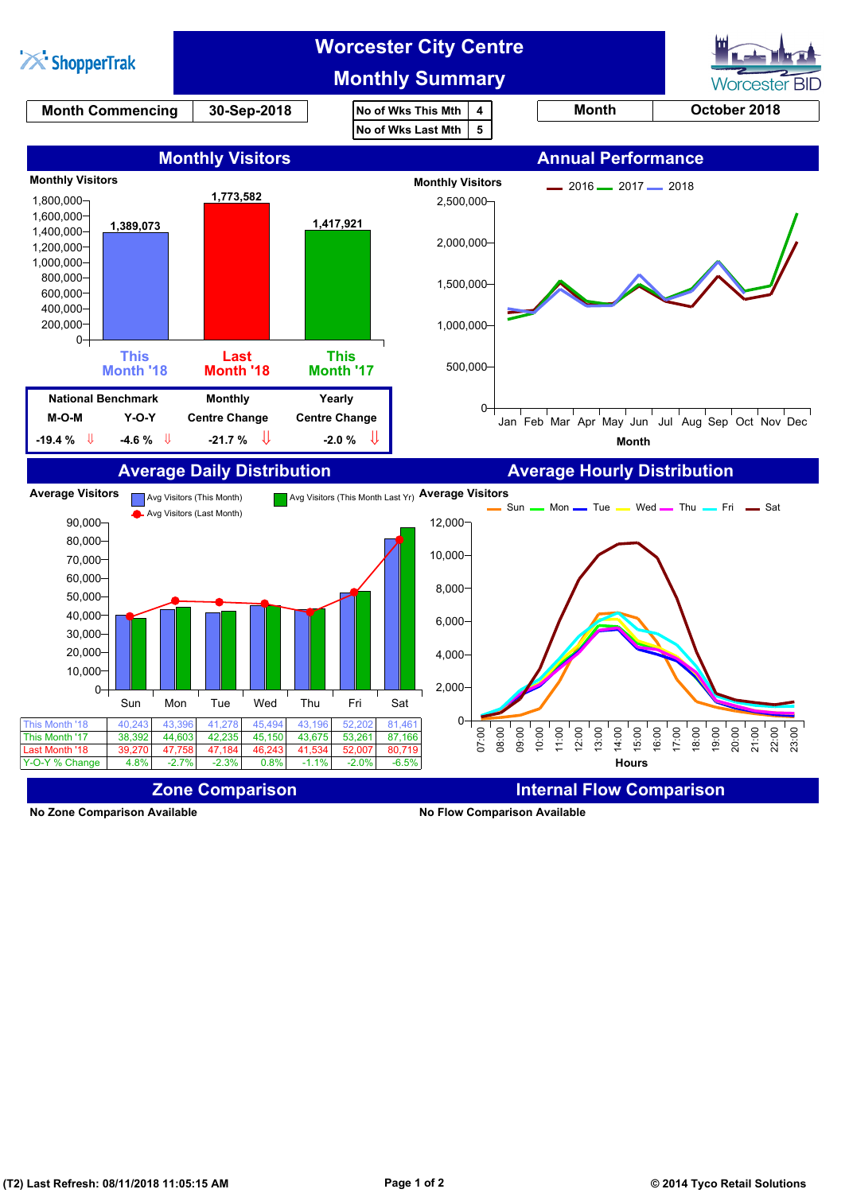# Worcester City Centre Monthly Summary

ShopperTrak | Worcester BID

| Month Commencing | 30-Sep-2018 |
|---|---|

| No of Wks This Mth | 4 |
|---|---|
| No of Wks Last Mth | 5 |

| Month | October 2018 |
|---|---|

## Monthly Visitors

Monthly Visitors

| This Month '18 | Last Month '18 | This Month '17 |
|---|---|---|
| 1,389,073 | 1,773,582 | 1,417,921 |

| National Benchmark M-O-M | National Benchmark Y-O-Y | Monthly Centre Change | Yearly Centre Change |
|---|---|---|---|
| -19.4 % ⇓ | -4.6 % ⇓ | -21.7 % ⇓ | -2.0 % ⇓ |

## Annual Performance

Monthly Visitors (2016, 2017, 2018) by Month: Jan, Feb, Mar, Apr, May, Jun, Jul, Aug, Sep, Oct, Nov, Dec

## Average Daily Distribution

Average Visitors

|  | Sun | Mon | Tue | Wed | Thu | Fri | Sat |
|---|---|---|---|---|---|---|---|
| This Month '18 | 40,243 | 43,396 | 41,278 | 45,494 | 43,196 | 52,202 | 81,461 |
| This Month '17 | 38,392 | 44,603 | 42,235 | 45,150 | 43,675 | 53,261 | 87,166 |
| Last Month '18 | 39,270 | 47,758 | 47,184 | 46,243 | 41,534 | 52,007 | 80,719 |
| Y-O-Y % Change | 4.8% | -2.7% | -2.3% | 0.8% | -1.1% | -2.0% | -6.5% |

## Average Hourly Distribution

Average Visitors by Hours (07:00–23:00) for Sun, Mon, Tue, Wed, Thu, Fri, Sat

## Zone Comparison

No Zone Comparison Available

## Internal Flow Comparison

No Flow Comparison Available

(T2) Last Refresh: 08/11/2018 11:05:15 AM

© 2014 Tyco Retail Solutions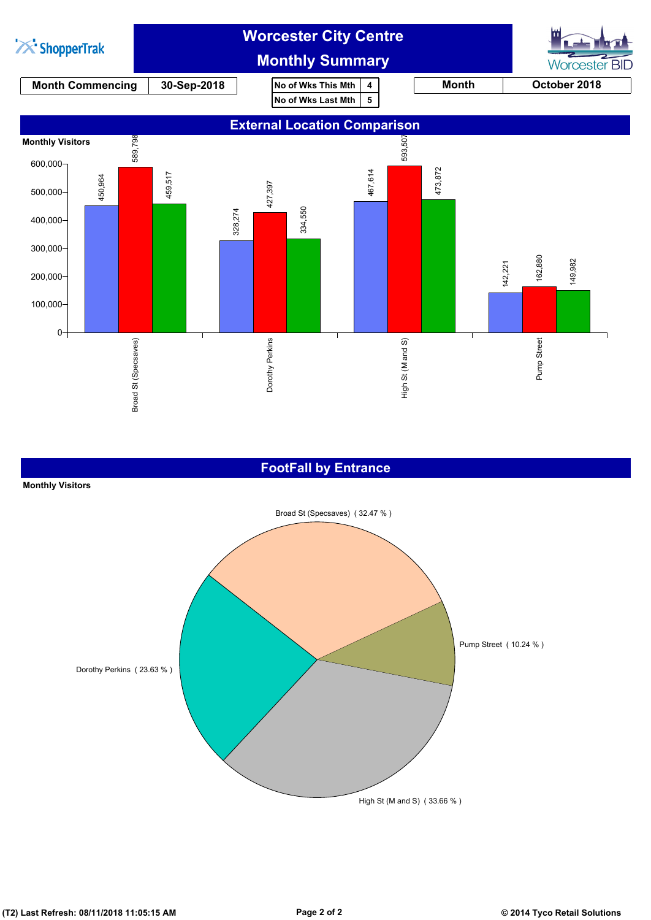ShopperTrak

# Worcester City Centre
# Monthly Summary

Worcester BID

| Month Commencing | 30-Sep-2018 |
|---|---|

| No of Wks This Mth | 4 |
|---|---|
| No of Wks Last Mth | 5 |

| Month | October 2018 |
|---|---|

## External Location Comparison

Monthly Visitors

| Location | | | |
|---|---|---|---|
| Broad St (Specsaves) | 450,964 | 589,798 | 459,517 |
| Dorothy Perkins | 328,274 | 427,397 | 334,550 |
| High St (M and S) | 467,614 | 593,507 | 473,872 |
| Pump Street | 142,221 | 162,880 | 149,982 |

## FootFall by Entrance

Monthly Visitors

| Entrance | Share |
|---|---|
| Broad St (Specsaves) | 32.47 % |
| Pump Street | 10.24 % |
| High St (M and S) | 33.66 % |
| Dorothy Perkins | 23.63 % |

(T2) Last Refresh: 08/11/2018 11:05:15 AM

© 2014 Tyco Retail Solutions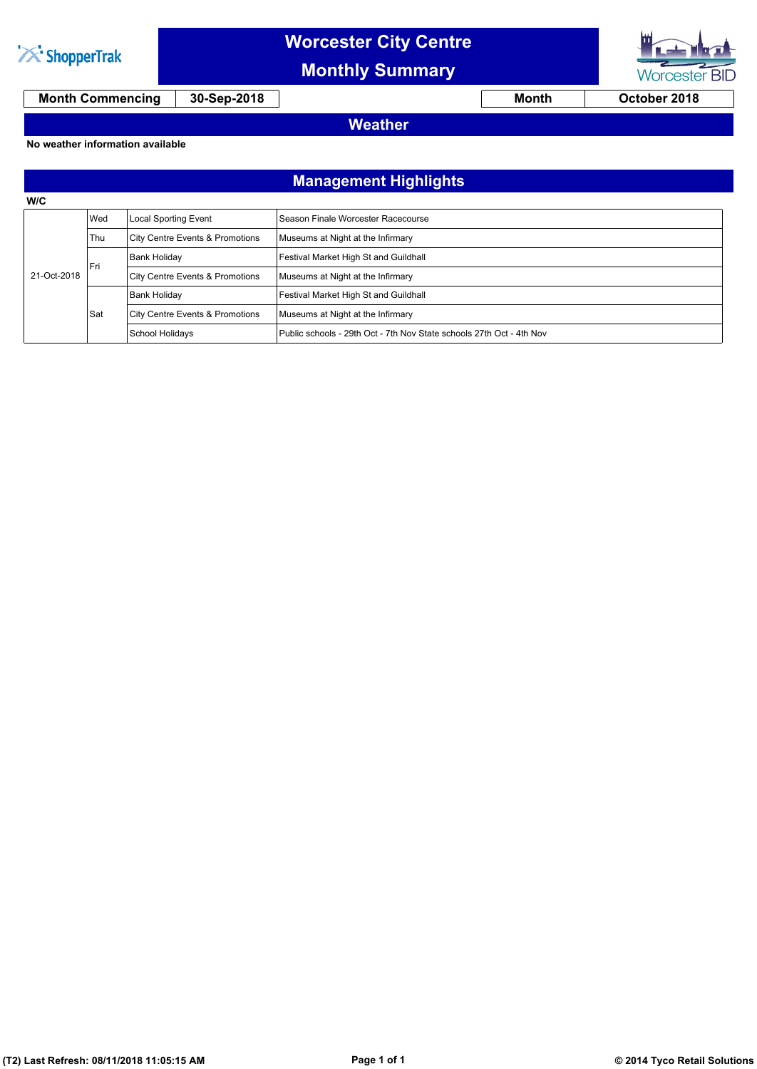# Worcester City Centre
# Monthly Summary

| Month Commencing | 30-Sep-2018 | Month | October 2018 |
|---|---|---|---|

## Weather

**No weather information available**

## Management Highlights

**W/C**

| | | | |
|---|---|---|---|
| 21-Oct-2018 | Wed | Local Sporting Event | Season Finale Worcester Racecourse |
| | Thu | City Centre Events & Promotions | Museums at Night at the Infirmary |
| | Fri | Bank Holiday | Festival Market High St and Guildhall |
| | | City Centre Events & Promotions | Museums at Night at the Infirmary |
| | Sat | Bank Holiday | Festival Market High St and Guildhall |
| | | City Centre Events & Promotions | Museums at Night at the Infirmary |
| | | School Holidays | Public schools - 29th Oct - 7th Nov State schools 27th Oct - 4th Nov |

**(T2) Last Refresh: 08/11/2018 11:05:15 AM**